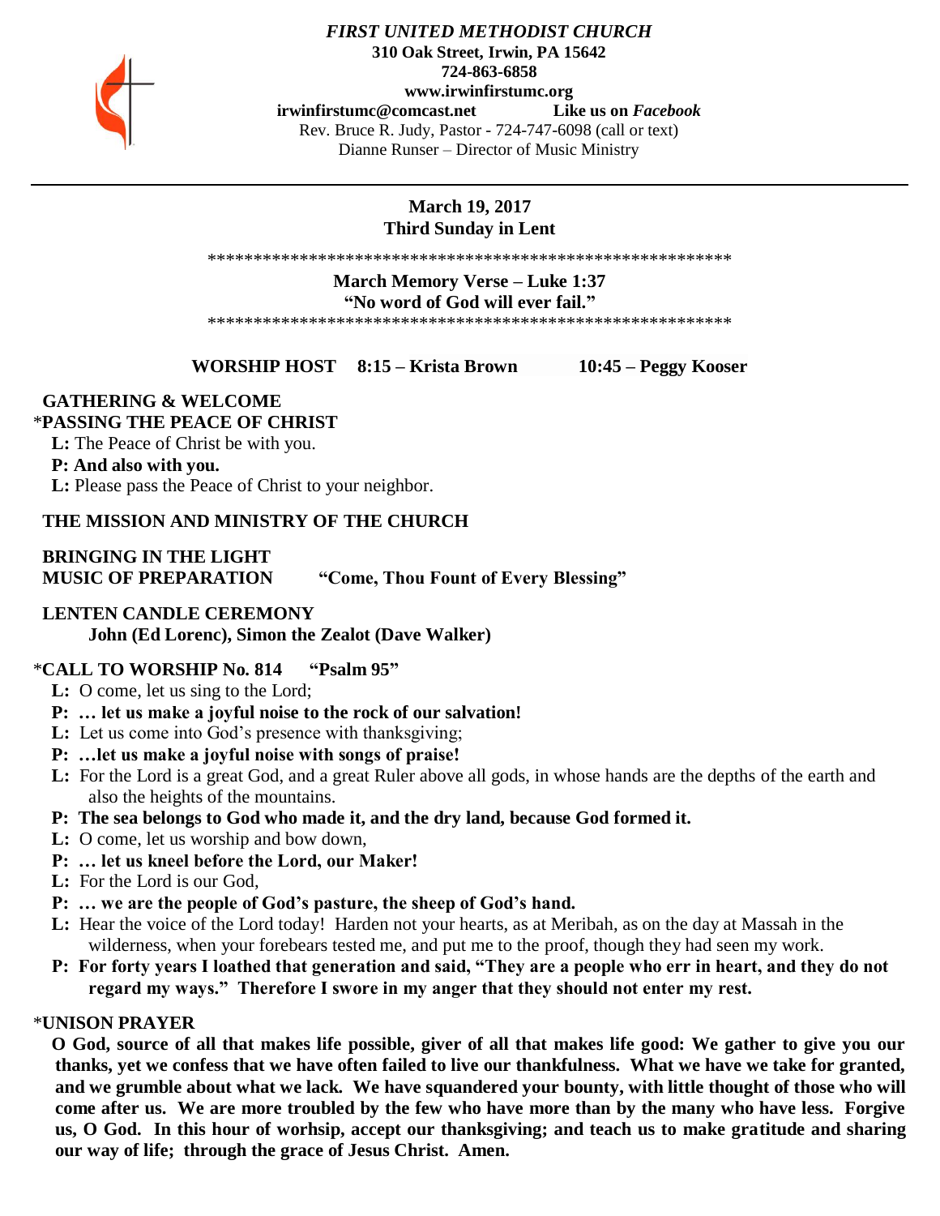***FIRST UNITED METHODIST CHURCH***

**310 Oak Street, Irwin, PA 15642**
**724-863-6858**
**www.irwinfirstumc.org**
**irwinfirstumc@comcast.net** **Like us on *Facebook***
Rev. Bruce R. Judy, Pastor - 724-747-6098 (call or text)
Dianne Runser – Director of Music Ministry

---

**March 19, 2017**
**Third Sunday in Lent**

\*\*\*\*\*\*\*\*\*\*\*\*\*\*\*\*\*\*\*\*\*\*\*\*\*\*\*\*\*\*\*\*\*\*\*\*\*\*\*\*\*\*\*\*\*\*\*\*\*\*\*\*\*\*\*\*\*\*\*\*\*

**March Memory Verse – Luke 1:37**
**"No word of God will ever fail."**

\*\*\*\*\*\*\*\*\*\*\*\*\*\*\*\*\*\*\*\*\*\*\*\*\*\*\*\*\*\*\*\*\*\*\*\*\*\*\*\*\*\*\*\*\*\*\*\*\*\*\*\*\*\*\*\*\*\*\*\*\*

**WORSHIP HOST 8:15 – Krista Brown 10:45 – Peggy Kooser**

**GATHERING & WELCOME**

\***PASSING THE PEACE OF CHRIST**

**L:** The Peace of Christ be with you.
**P: And also with you.**
**L:** Please pass the Peace of Christ to your neighbor.

**THE MISSION AND MINISTRY OF THE CHURCH**

**BRINGING IN THE LIGHT**

**MUSIC OF PREPARATION "Come, Thou Fount of Every Blessing"**

**LENTEN CANDLE CEREMONY**
**John (Ed Lorenc), Simon the Zealot (Dave Walker)**

\***CALL TO WORSHIP No. 814 "Psalm 95"**

**L:** O come, let us sing to the Lord;
**P: … let us make a joyful noise to the rock of our salvation!**
**L:** Let us come into God's presence with thanksgiving;
**P: …let us make a joyful noise with songs of praise!**
**L:** For the Lord is a great God, and a great Ruler above all gods, in whose hands are the depths of the earth and also the heights of the mountains.
**P: The sea belongs to God who made it, and the dry land, because God formed it.**
**L:** O come, let us worship and bow down,
**P: … let us kneel before the Lord, our Maker!**
**L:** For the Lord is our God,
**P: … we are the people of God's pasture, the sheep of God's hand.**
**L:** Hear the voice of the Lord today! Harden not your hearts, as at Meribah, as on the day at Massah in the wilderness, when your forebears tested me, and put me to the proof, though they had seen my work.
**P: For forty years I loathed that generation and said, "They are a people who err in heart, and they do not regard my ways." Therefore I swore in my anger that they should not enter my rest.**

\***UNISON PRAYER**

**O God, source of all that makes life possible, giver of all that makes life good: We gather to give you our thanks, yet we confess that we have often failed to live our thankfulness. What we have we take for granted, and we grumble about what we lack. We have squandered your bounty, with little thought of those who will come after us. We are more troubled by the few who have more than by the many who have less. Forgive us, O God. In this hour of worhsip, accept our thanksgiving; and teach us to make gratitude and sharing our way of life; through the grace of Jesus Christ. Amen.**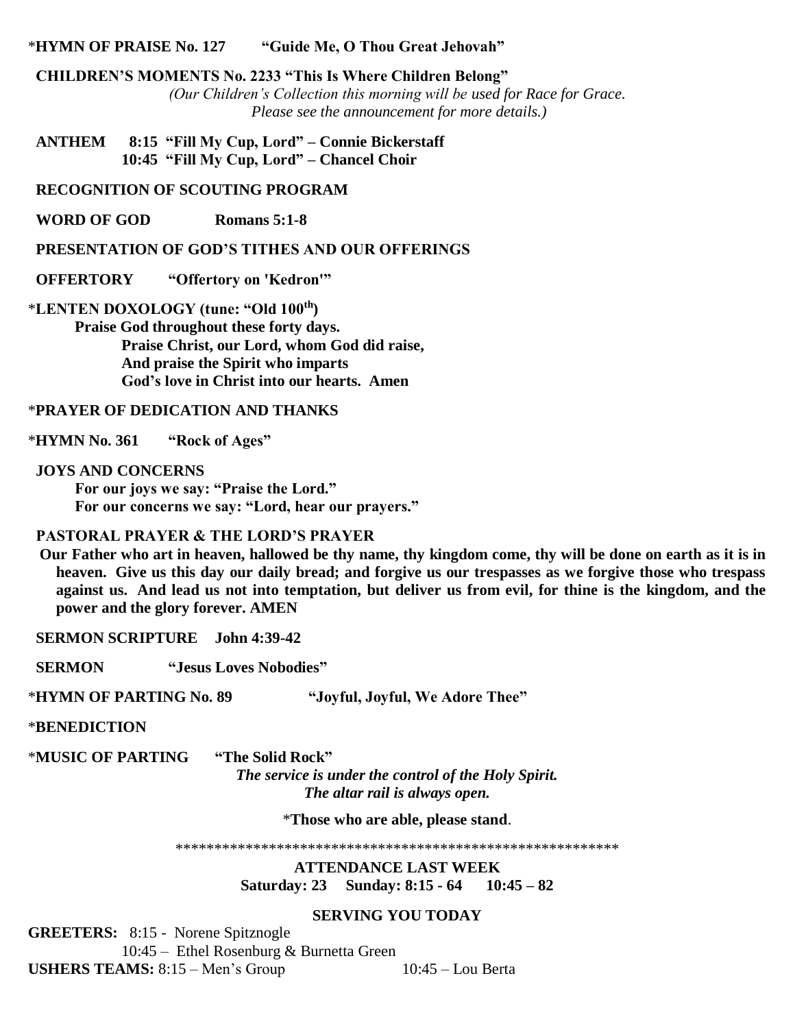***HYMN OF PRAISE No. 127 "Guide Me, O Thou Great Jehovah"**

**CHILDREN'S MOMENTS No. 2233 "This Is Where Children Belong"**

*(Our Children's Collection this morning will be used for Race for Grace. Please see the announcement for more details.)*

**ANTHEM 8:15 "Fill My Cup, Lord" – Connie Bickerstaff**
**10:45 "Fill My Cup, Lord" – Chancel Choir**

**RECOGNITION OF SCOUTING PROGRAM**

**WORD OF GOD Romans 5:1-8**

**PRESENTATION OF GOD'S TITHES AND OUR OFFERINGS**

**OFFERTORY "Offertory on 'Kedron'"**

***LENTEN DOXOLOGY (tune: "Old 100th")**

**Praise God throughout these forty days.**
**Praise Christ, our Lord, whom God did raise,**
**And praise the Spirit who imparts**
**God's love in Christ into our hearts. Amen**

***PRAYER OF DEDICATION AND THANKS**

***HYMN No. 361 "Rock of Ages"**

**JOYS AND CONCERNS**

**For our joys we say: "Praise the Lord."**
**For our concerns we say: "Lord, hear our prayers."**

**PASTORAL PRAYER & THE LORD'S PRAYER**

**Our Father who art in heaven, hallowed be thy name, thy kingdom come, thy will be done on earth as it is in heaven. Give us this day our daily bread; and forgive us our trespasses as we forgive those who trespass against us. And lead us not into temptation, but deliver us from evil, for thine is the kingdom, and the power and the glory forever. AMEN**

**SERMON SCRIPTURE John 4:39-42**

**SERMON "Jesus Loves Nobodies"**

***HYMN OF PARTING No. 89 "Joyful, Joyful, We Adore Thee"**

***BENEDICTION**

***MUSIC OF PARTING "The Solid Rock"**

***The service is under the control of the Holy Spirit.***
***The altar rail is always open.***

***Those who are able, please stand.**

\*\*\*\*\*\*\*\*\*\*\*\*\*\*\*\*\*\*\*\*\*\*\*\*\*\*\*\*\*\*\*\*\*\*\*\*\*\*\*\*\*\*\*\*\*\*\*\*\*\*\*\*\*\*\*\*\*\*

**ATTENDANCE LAST WEEK**
**Saturday: 23 Sunday: 8:15 - 64 10:45 – 82**

**SERVING YOU TODAY**

**GREETERS:** 8:15 - Norene Spitznogle
10:45 – Ethel Rosenburg & Burnetta Green

**USHERS TEAMS:** 8:15 – Men's Group 10:45 – Lou Berta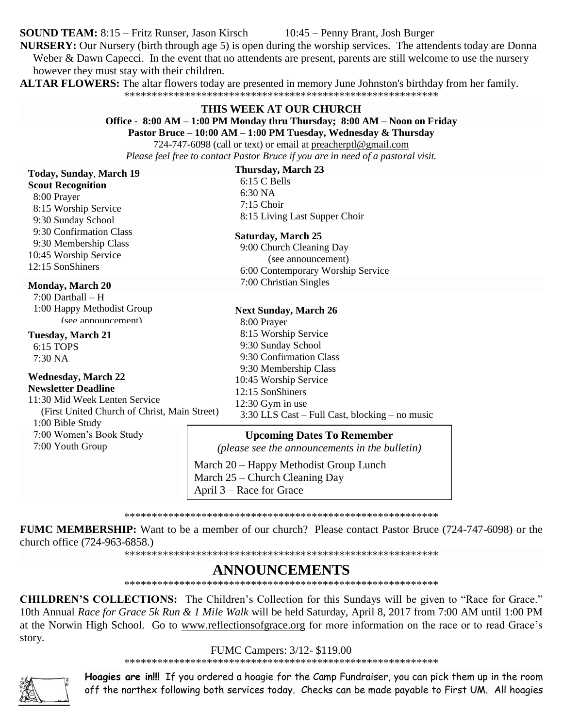**SOUND TEAM:** 8:15 – Fritz Runser, Jason Kirsch 10:45 – Penny Brant, Josh Burger

**NURSERY:** Our Nursery (birth through age 5) is open during the worship services. The attendents today are Donna Weber & Dawn Capecci. In the event that no attendents are present, parents are still welcome to use the nursery however they must stay with their children.

**ALTAR FLOWERS:** The altar flowers today are presented in memory June Johnston's birthday from her family.

\*\*\*\*\*\*\*\*\*\*\*\*\*\*\*\*\*\*\*\*\*\*\*\*\*\*\*\*\*\*\*\*\*\*\*\*\*\*\*\*\*\*\*\*\*\*\*\*\*\*\*\*\*\*\*\*\*\*\*\*

## THIS WEEK AT OUR CHURCH

**Office - 8:00 AM – 1:00 PM Monday thru Thursday; 8:00 AM – Noon on Friday**
**Pastor Bruce – 10:00 AM – 1:00 PM Tuesday, Wednesday & Thursday**
724-747-6098 (call or text) or email at preacherptl@gmail.com
*Please feel free to contact Pastor Bruce if you are in need of a pastoral visit.*

**Today, Sunday, March 19**
**Scout Recognition**
8:00 Prayer
8:15 Worship Service
9:30 Sunday School
9:30 Confirmation Class
9:30 Membership Class
10:45 Worship Service
12:15 SonShiners

**Monday, March 20**
7:00 Dartball – H
1:00 Happy Methodist Group (see announcement)

**Tuesday, March 21**
6:15 TOPS
7:30 NA

**Wednesday, March 22**
**Newsletter Deadline**
11:30 Mid Week Lenten Service (First United Church of Christ, Main Street)
1:00 Bible Study
7:00 Women's Book Study
7:00 Youth Group

**Thursday, March 23**
6:15 C Bells
6:30 NA
7:15 Choir
8:15 Living Last Supper Choir

**Saturday, March 25**
9:00 Church Cleaning Day (see announcement)
6:00 Contemporary Worship Service
7:00 Christian Singles

**Next Sunday, March 26**
8:00 Prayer
8:15 Worship Service
9:30 Sunday School
9:30 Confirmation Class
9:30 Membership Class
10:45 Worship Service
12:15 SonShiners
12:30 Gym in use
3:30 LLS Cast – Full Cast, blocking – no music

**Upcoming Dates To Remember**
*(please see the announcements in the bulletin)*

March 20 – Happy Methodist Group Lunch
March 25 – Church Cleaning Day
April 3 – Race for Grace

\*\*\*\*\*\*\*\*\*\*\*\*\*\*\*\*\*\*\*\*\*\*\*\*\*\*\*\*\*\*\*\*\*\*\*\*\*\*\*\*\*\*\*\*\*\*\*\*\*\*\*\*\*\*\*\*\*\*\*\*

**FUMC MEMBERSHIP:** Want to be a member of our church? Please contact Pastor Bruce (724-747-6098) or the church office (724-963-6858.)

\*\*\*\*\*\*\*\*\*\*\*\*\*\*\*\*\*\*\*\*\*\*\*\*\*\*\*\*\*\*\*\*\*\*\*\*\*\*\*\*\*\*\*\*\*\*\*\*\*\*\*\*\*\*\*\*\*\*\*\*

# ANNOUNCEMENTS

\*\*\*\*\*\*\*\*\*\*\*\*\*\*\*\*\*\*\*\*\*\*\*\*\*\*\*\*\*\*\*\*\*\*\*\*\*\*\*\*\*\*\*\*\*\*\*\*\*\*\*\*\*\*\*\*\*\*\*\*

**CHILDREN'S COLLECTIONS:** The Children's Collection for this Sundays will be given to "Race for Grace." 10th Annual *Race for Grace 5k Run & 1 Mile Walk* will be held Saturday, April 8, 2017 from 7:00 AM until 1:00 PM at the Norwin High School. Go to www.reflectionsofgrace.org for more information on the race or to read Grace's story.

FUMC Campers: 3/12- $119.00

\*\*\*\*\*\*\*\*\*\*\*\*\*\*\*\*\*\*\*\*\*\*\*\*\*\*\*\*\*\*\*\*\*\*\*\*\*\*\*\*\*\*\*\*\*\*\*\*\*\*\*\*\*\*\*\*\*\*\*\*

**Hoagies are in!!!** If you ordered a hoagie for the Camp Fundraiser, you can pick them up in the room off the narthex following both services today. Checks can be made payable to First UM. All hoagies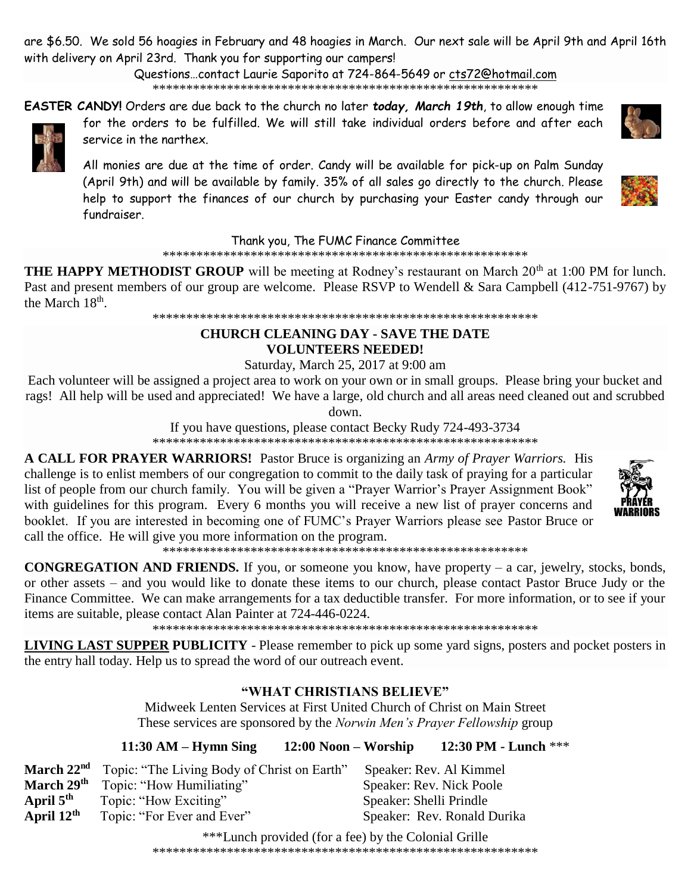are $6.50. We sold 56 hoagies in February and 48 hoagies in March. Our next sale will be April 9th and April 16th with delivery on April 23rd. Thank you for supporting our campers!

Questions…contact Laurie Saporito at 724-864-5649 or cts72@hotmail.com

\*\*\*\*\*\*\*\*\*\*\*\*\*\*\*\*\*\*\*\*\*\*\*\*\*\*\*\*\*\*\*\*\*\*\*\*\*\*\*\*\*\*\*\*\*\*\*\*\*\*\*\*\*\*\*\*\*\*

**EASTER CANDY!** Orders are due back to the church no later ***today, March 19th***, to allow enough time for the orders to be fulfilled. We will still take individual orders before and after each service in the narthex.

All monies are due at the time of order. Candy will be available for pick-up on Palm Sunday (April 9th) and will be available by family. 35% of all sales go directly to the church. Please help to support the finances of our church by purchasing your Easter candy through our fundraiser.

Thank you, The FUMC Finance Committee

\*\*\*\*\*\*\*\*\*\*\*\*\*\*\*\*\*\*\*\*\*\*\*\*\*\*\*\*\*\*\*\*\*\*\*\*\*\*\*\*\*\*\*\*\*\*\*\*\*\*\*\*\*\*\*\*

**THE HAPPY METHODIST GROUP** will be meeting at Rodney's restaurant on March 20th at 1:00 PM for lunch. Past and present members of our group are welcome. Please RSVP to Wendell & Sara Campbell (412-751-9767) by the March 18th.

\*\*\*\*\*\*\*\*\*\*\*\*\*\*\*\*\*\*\*\*\*\*\*\*\*\*\*\*\*\*\*\*\*\*\*\*\*\*\*\*\*\*\*\*\*\*\*\*\*\*\*\*\*\*\*\*\*\*

**CHURCH CLEANING DAY - SAVE THE DATE**
**VOLUNTEERS NEEDED!**

Saturday, March 25, 2017 at 9:00 am

Each volunteer will be assigned a project area to work on your own or in small groups. Please bring your bucket and rags! All help will be used and appreciated! We have a large, old church and all areas need cleaned out and scrubbed down.

If you have questions, please contact Becky Rudy 724-493-3734

\*\*\*\*\*\*\*\*\*\*\*\*\*\*\*\*\*\*\*\*\*\*\*\*\*\*\*\*\*\*\*\*\*\*\*\*\*\*\*\*\*\*\*\*\*\*\*\*\*\*\*\*\*\*\*\*\*\*

**A CALL FOR PRAYER WARRIORS!** Pastor Bruce is organizing an *Army of Prayer Warriors.* His challenge is to enlist members of our congregation to commit to the daily task of praying for a particular list of people from our church family. You will be given a "Prayer Warrior's Prayer Assignment Book" with guidelines for this program. Every 6 months you will receive a new list of prayer concerns and booklet. If you are interested in becoming one of FUMC's Prayer Warriors please see Pastor Bruce or call the office. He will give you more information on the program.

\*\*\*\*\*\*\*\*\*\*\*\*\*\*\*\*\*\*\*\*\*\*\*\*\*\*\*\*\*\*\*\*\*\*\*\*\*\*\*\*\*\*\*\*\*\*\*\*\*\*\*\*\*\*\*\*

**CONGREGATION AND FRIENDS.** If you, or someone you know, have property – a car, jewelry, stocks, bonds, or other assets – and you would like to donate these items to our church, please contact Pastor Bruce Judy or the Finance Committee. We can make arrangements for a tax deductible transfer. For more information, or to see if your items are suitable, please contact Alan Painter at 724-446-0224.

\*\*\*\*\*\*\*\*\*\*\*\*\*\*\*\*\*\*\*\*\*\*\*\*\*\*\*\*\*\*\*\*\*\*\*\*\*\*\*\*\*\*\*\*\*\*\*\*\*\*\*\*\*\*\*\*\*\*

**LIVING LAST SUPPER PUBLICITY** - Please remember to pick up some yard signs, posters and pocket posters in the entry hall today. Help us to spread the word of our outreach event.

**"WHAT CHRISTIANS BELIEVE"**

Midweek Lenten Services at First United Church of Christ on Main Street
These services are sponsored by the *Norwin Men's Prayer Fellowship* group

**11:30 AM – Hymn Sing 12:00 Noon – Worship 12:30 PM - Lunch** \*\*\*

| | | |
|---|---|---|
| **March 22nd** | Topic: "The Living Body of Christ on Earth" | Speaker: Rev. Al Kimmel |
| **March 29th** | Topic: "How Humiliating" | Speaker: Rev. Nick Poole |
| **April 5th** | Topic: "How Exciting" | Speaker: Shelli Prindle |
| **April 12th** | Topic: "For Ever and Ever" | Speaker: Rev. Ronald Durika |

\*\*\*Lunch provided (for a fee) by the Colonial Grille

\*\*\*\*\*\*\*\*\*\*\*\*\*\*\*\*\*\*\*\*\*\*\*\*\*\*\*\*\*\*\*\*\*\*\*\*\*\*\*\*\*\*\*\*\*\*\*\*\*\*\*\*\*\*\*\*\*\*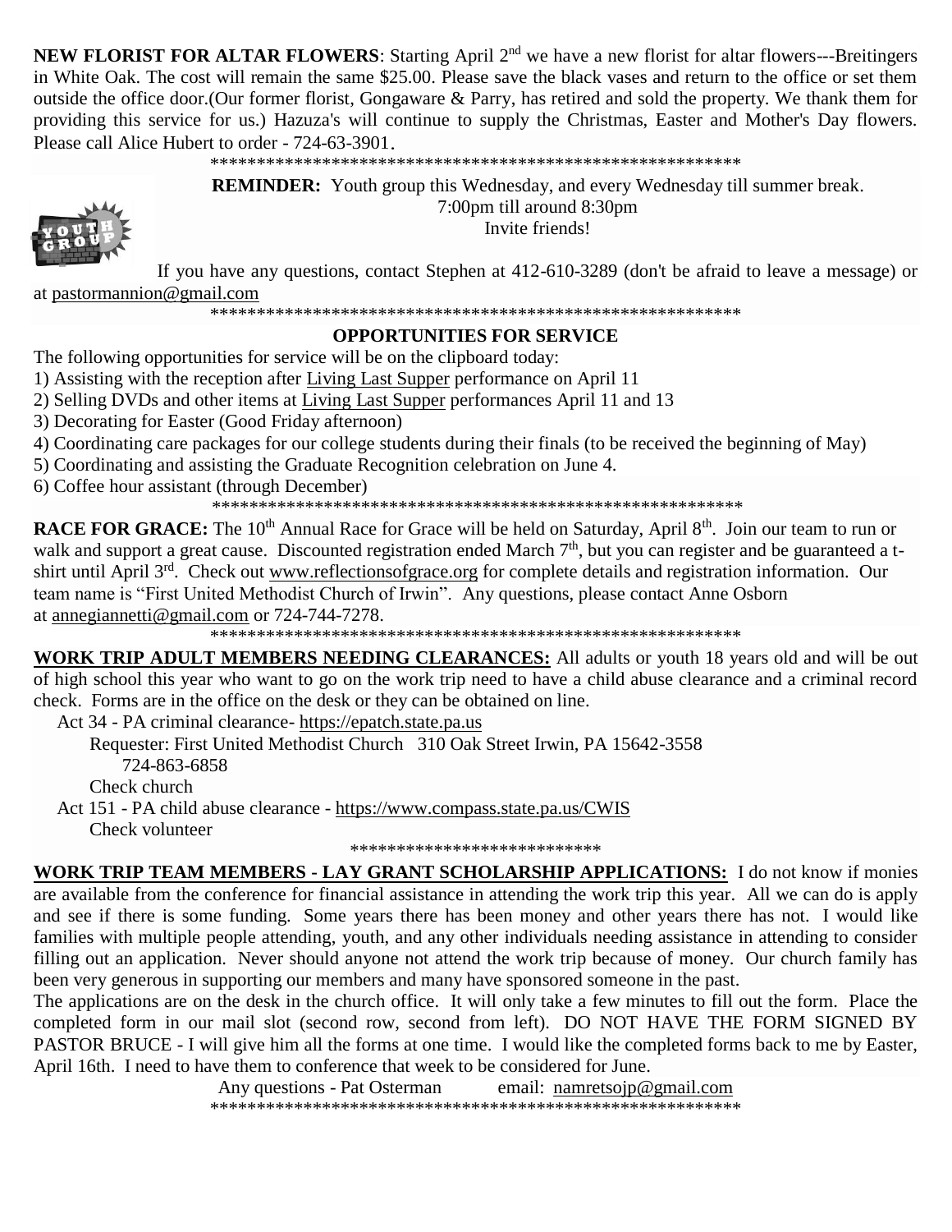**NEW FLORIST FOR ALTAR FLOWERS**: Starting April 2nd we have a new florist for altar flowers---Breitingers in White Oak. The cost will remain the same $25.00. Please save the black vases and return to the office or set them outside the office door.(Our former florist, Gongaware & Parry, has retired and sold the property. We thank them for providing this service for us.) Hazuza's will continue to supply the Christmas, Easter and Mother's Day flowers. Please call Alice Hubert to order - 724-63-3901.

************************************************************

**REMINDER:** Youth group this Wednesday, and every Wednesday till summer break.
7:00pm till around 8:30pm
Invite friends!

If you have any questions, contact Stephen at 412-610-3289 (don't be afraid to leave a message) or at pastormannion@gmail.com

************************************************************

## OPPORTUNITIES FOR SERVICE

The following opportunities for service will be on the clipboard today:

1) Assisting with the reception after Living Last Supper performance on April 11
2) Selling DVDs and other items at Living Last Supper performances April 11 and 13
3) Decorating for Easter (Good Friday afternoon)
4) Coordinating care packages for our college students during their finals (to be received the beginning of May)
5) Coordinating and assisting the Graduate Recognition celebration on June 4.
6) Coffee hour assistant (through December)

************************************************************

**RACE FOR GRACE:** The 10th Annual Race for Grace will be held on Saturday, April 8th. Join our team to run or walk and support a great cause. Discounted registration ended March 7th, but you can register and be guaranteed a t-shirt until April 3rd. Check out www.reflectionsofgrace.org for complete details and registration information. Our team name is "First United Methodist Church of Irwin". Any questions, please contact Anne Osborn at annegiannetti@gmail.com or 724-744-7278.

************************************************************

**WORK TRIP ADULT MEMBERS NEEDING CLEARANCES:** All adults or youth 18 years old and will be out of high school this year who want to go on the work trip need to have a child abuse clearance and a criminal record check. Forms are in the office on the desk or they can be obtained on line.

Act 34 - PA criminal clearance- https://epatch.state.pa.us
Requester: First United Methodist Church 310 Oak Street Irwin, PA 15642-3558
724-863-6858
Check church

Act 151 - PA child abuse clearance - https://www.compass.state.pa.us/CWIS
Check volunteer

****************************

**WORK TRIP TEAM MEMBERS - LAY GRANT SCHOLARSHIP APPLICATIONS:** I do not know if monies are available from the conference for financial assistance in attending the work trip this year. All we can do is apply and see if there is some funding. Some years there has been money and other years there has not. I would like families with multiple people attending, youth, and any other individuals needing assistance in attending to consider filling out an application. Never should anyone not attend the work trip because of money. Our church family has been very generous in supporting our members and many have sponsored someone in the past.

The applications are on the desk in the church office. It will only take a few minutes to fill out the form. Place the completed form in our mail slot (second row, second from left). DO NOT HAVE THE FORM SIGNED BY PASTOR BRUCE - I will give him all the forms at one time. I would like the completed forms back to me by Easter, April 16th. I need to have them to conference that week to be considered for June.

Any questions - Pat Osterman     email: namretsojp@gmail.com

************************************************************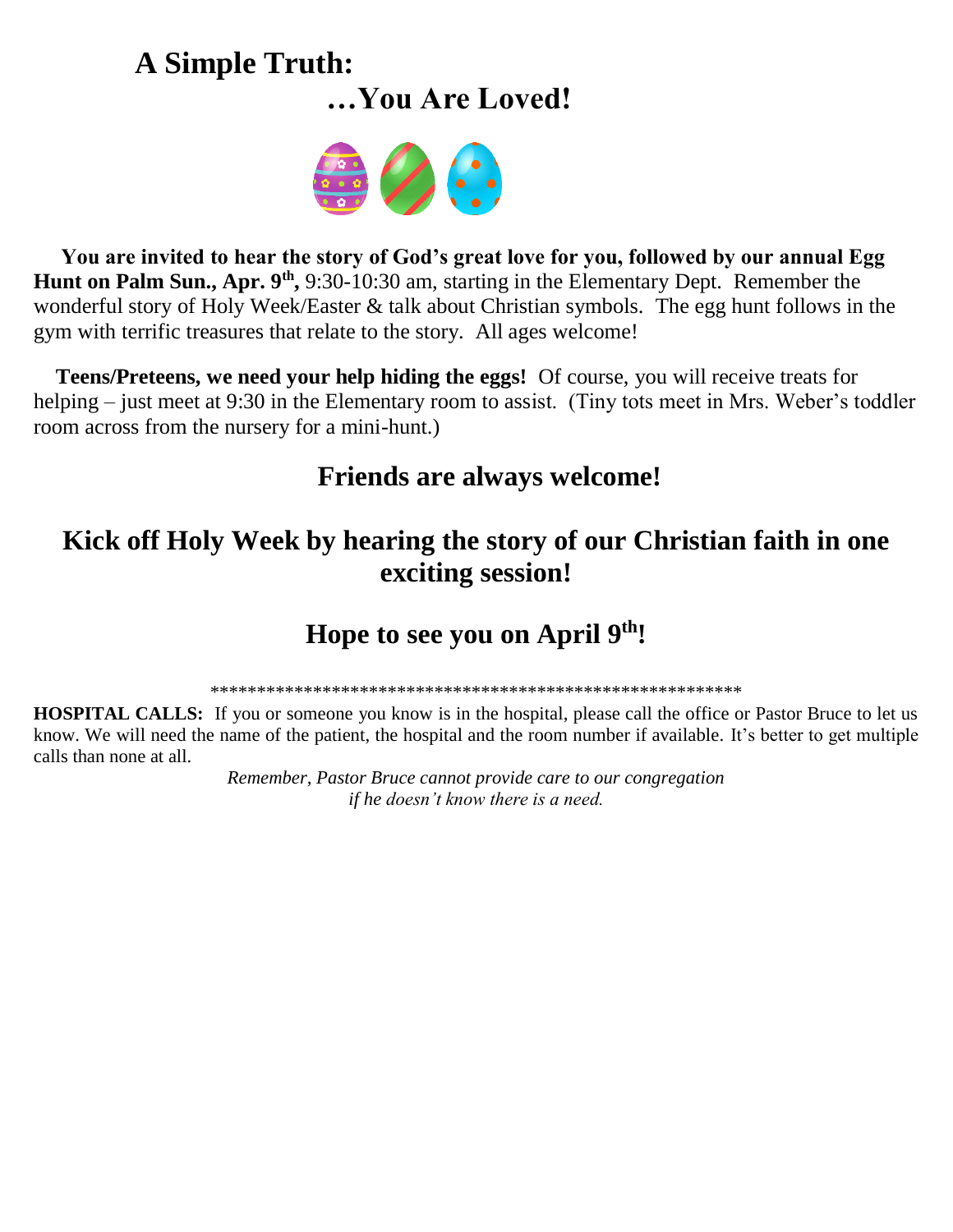# A Simple Truth:

# …You Are Loved!

**You are invited to hear the story of God's great love for you, followed by our annual Egg Hunt on Palm Sun., Apr. 9th,** 9:30-10:30 am, starting in the Elementary Dept. Remember the wonderful story of Holy Week/Easter & talk about Christian symbols. The egg hunt follows in the gym with terrific treasures that relate to the story. All ages welcome!

**Teens/Preteens, we need your help hiding the eggs!** Of course, you will receive treats for helping – just meet at 9:30 in the Elementary room to assist. (Tiny tots meet in Mrs. Weber's toddler room across from the nursery for a mini-hunt.)

## Friends are always welcome!

## Kick off Holy Week by hearing the story of our Christian faith in one exciting session!

## Hope to see you on April 9th!

*********************************************************

**HOSPITAL CALLS:** If you or someone you know is in the hospital, please call the office or Pastor Bruce to let us know. We will need the name of the patient, the hospital and the room number if available. It's better to get multiple calls than none at all.

*Remember, Pastor Bruce cannot provide care to our congregation if he doesn't know there is a need.*